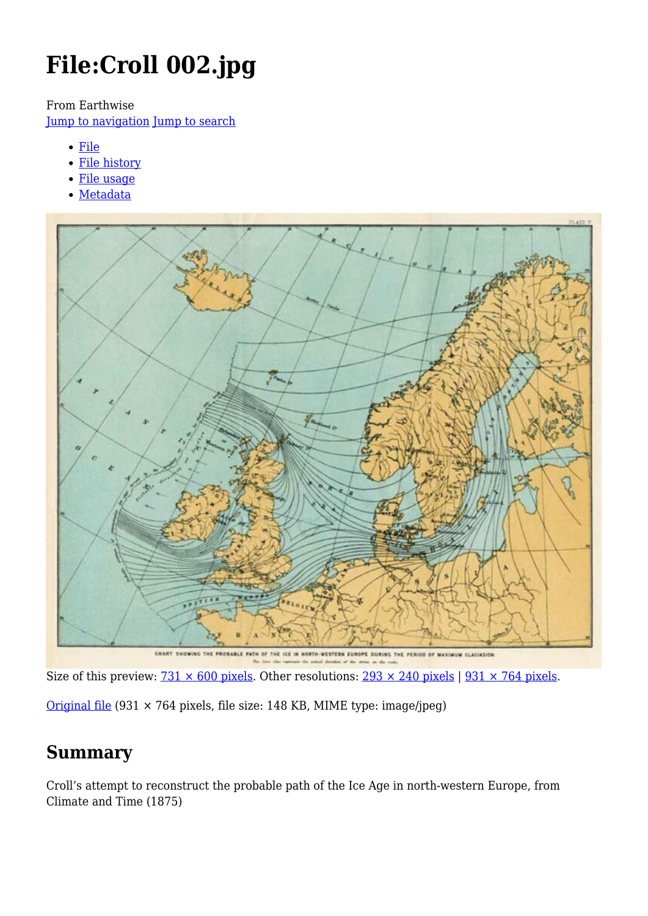# File:Croll 002.jpg

From Earthwise

Jump to navigation Jump to search

- File
- File history
- File usage
- Metadata

CHART SHOWING THE PROBABLE PATH OF THE ICE IN NORTH-WESTERN EUROPE DURING THE PERIOD OF MAXIMUM GLACIATION.

Size of this preview: 731 × 600 pixels. Other resolutions: 293 × 240 pixels | 931 × 764 pixels.

Original file (931 × 764 pixels, file size: 148 KB, MIME type: image/jpeg)

## Summary

Croll's attempt to reconstruct the probable path of the Ice Age in north-western Europe, from Climate and Time (1875)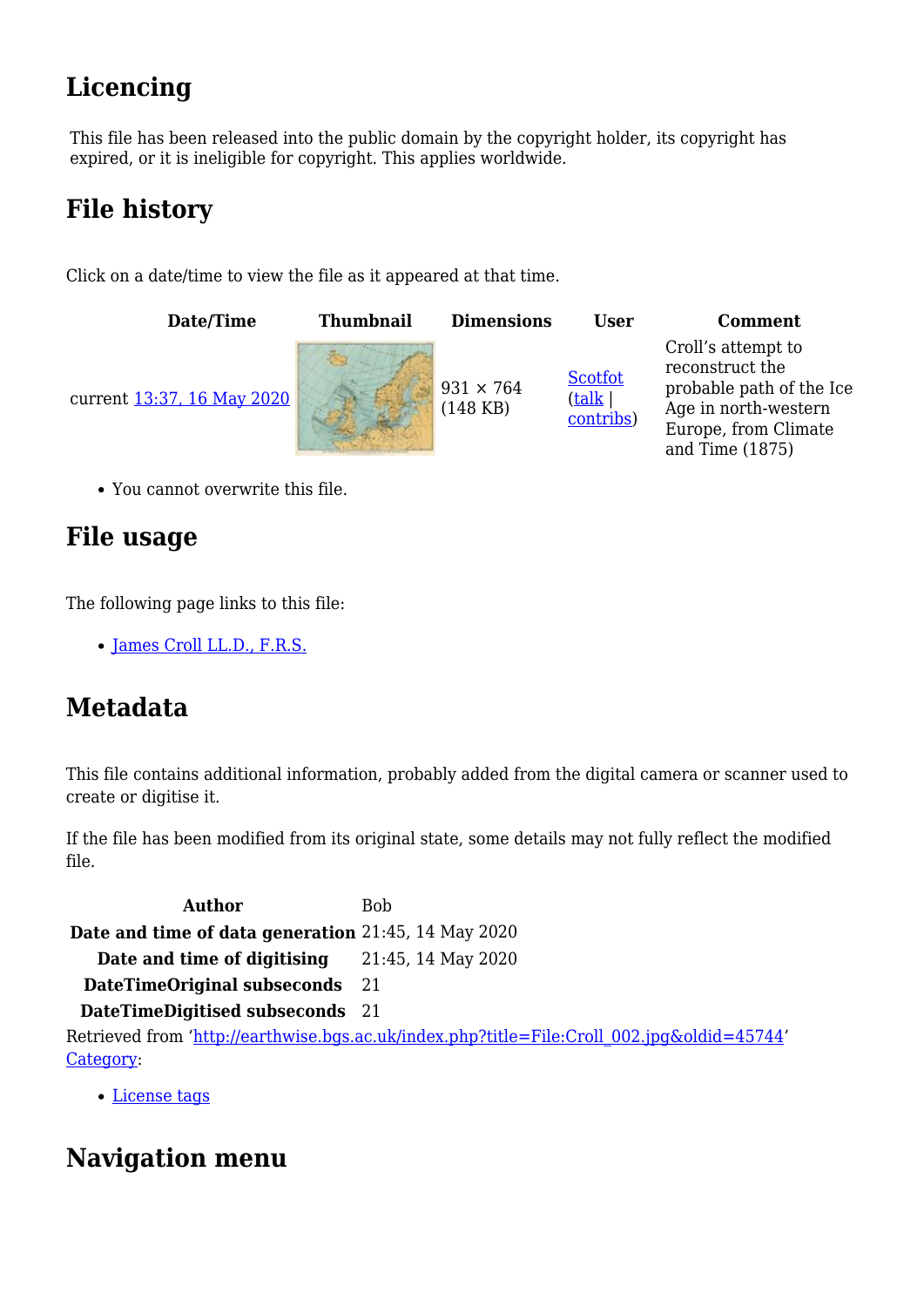## Licencing

This file has been released into the public domain by the copyright holder, its copyright has expired, or it is ineligible for copyright. This applies worldwide.

## File history

Click on a date/time to view the file as it appeared at that time.

| | Date/Time | Thumbnail | Dimensions | User | Comment |
|---|---|---|---|---|---|
| current | 13:37, 16 May 2020 | | 931 × 764 (148 KB) | Scotfot (talk \| contribs) | Croll's attempt to reconstruct the probable path of the Ice Age in north-western Europe, from Climate and Time (1875) |

- You cannot overwrite this file.

## File usage

The following page links to this file:

- James Croll LL.D., F.R.S.

## Metadata

This file contains additional information, probably added from the digital camera or scanner used to create or digitise it.

If the file has been modified from its original state, some details may not fully reflect the modified file.

| | |
|---|---|
| **Author** | Bob |
| **Date and time of data generation** | 21:45, 14 May 2020 |
| **Date and time of digitising** | 21:45, 14 May 2020 |
| **DateTimeOriginal subseconds** | 21 |
| **DateTimeDigitised subseconds** | 21 |

Retrieved from 'http://earthwise.bgs.ac.uk/index.php?title=File:Croll_002.jpg&oldid=45744'
Category:

- License tags

## Navigation menu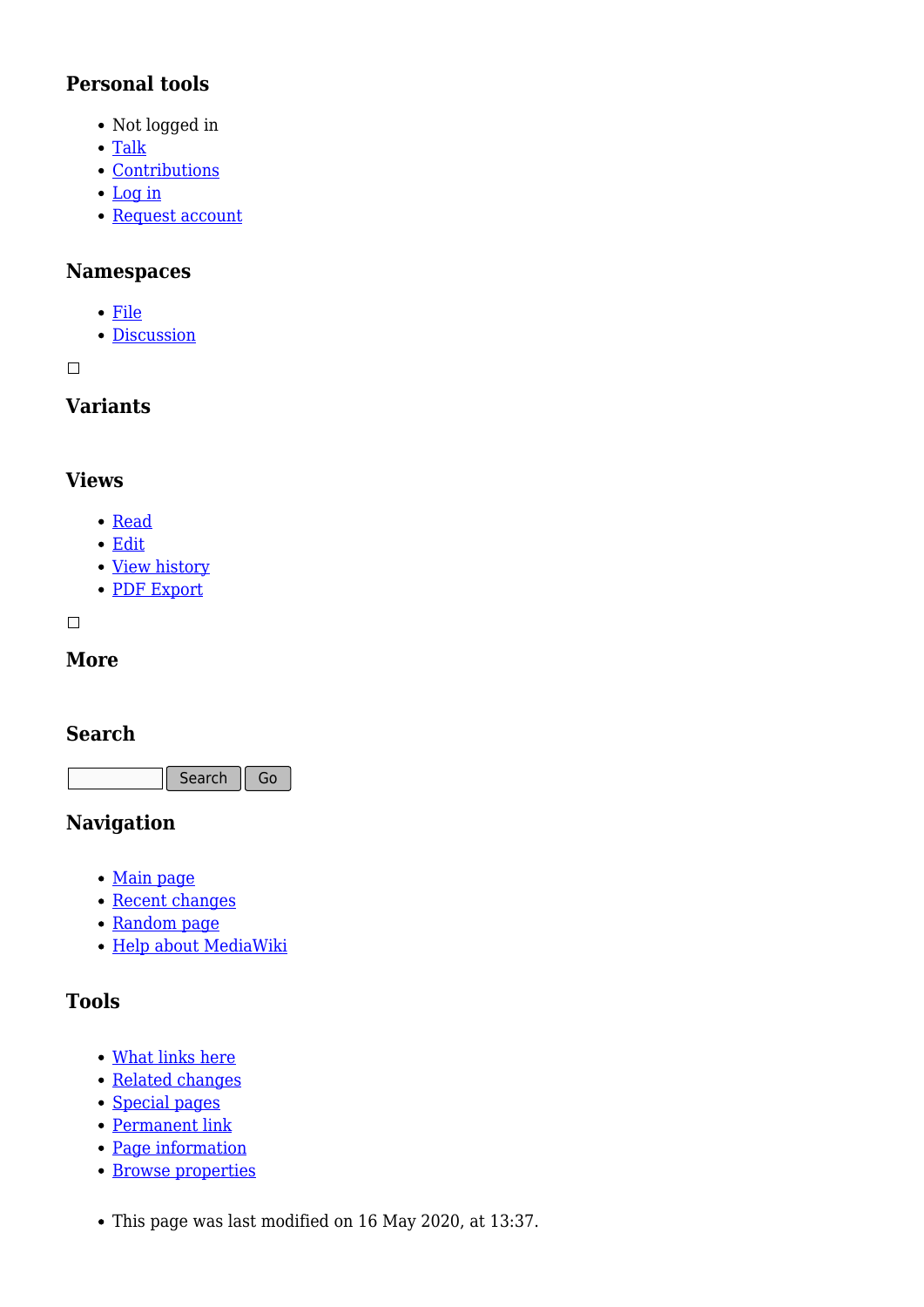### Personal tools

- Not logged in
- Talk
- Contributions
- Log in
- Request account

### Namespaces

- File
- Discussion

### Variants

### Views

- Read
- Edit
- View history
- PDF Export

### More

### Search

Search Go

### Navigation

- Main page
- Recent changes
- Random page
- Help about MediaWiki

### Tools

- What links here
- Related changes
- Special pages
- Permanent link
- Page information
- Browse properties

- This page was last modified on 16 May 2020, at 13:37.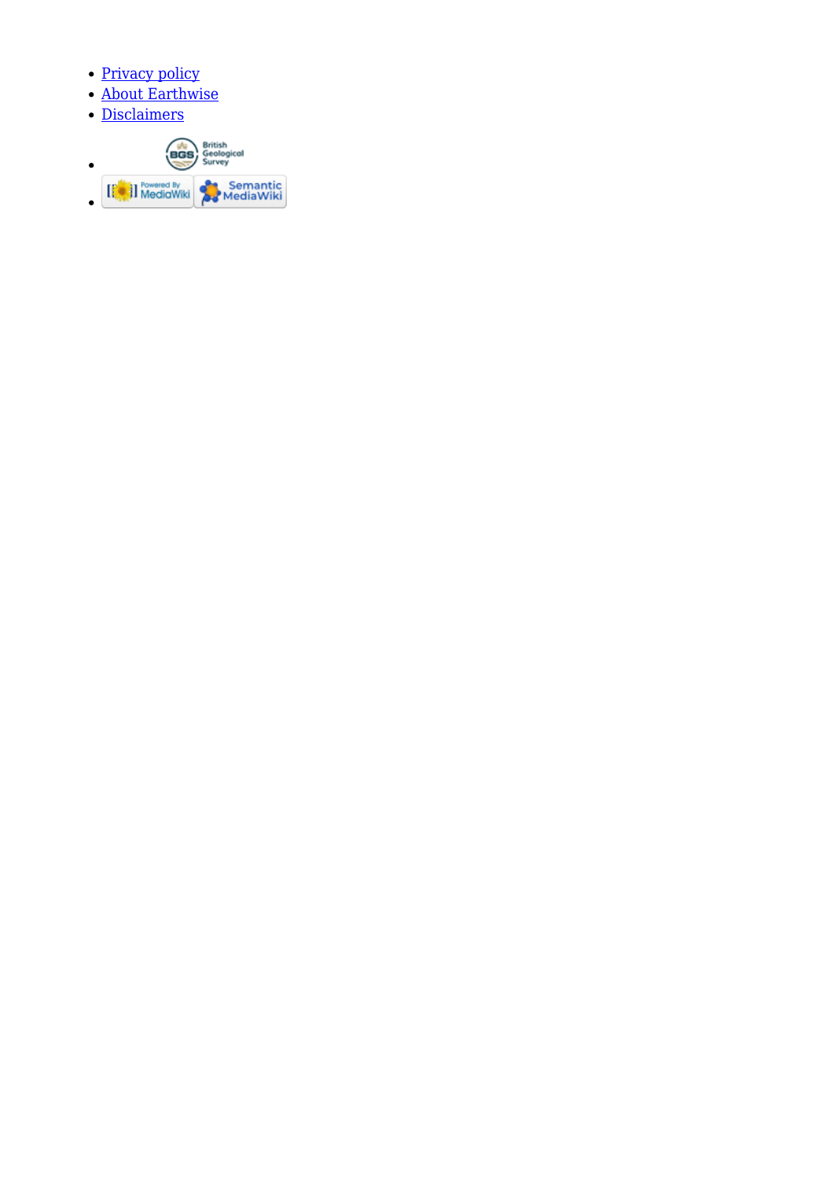- Privacy policy
- About Earthwise
- Disclaimers